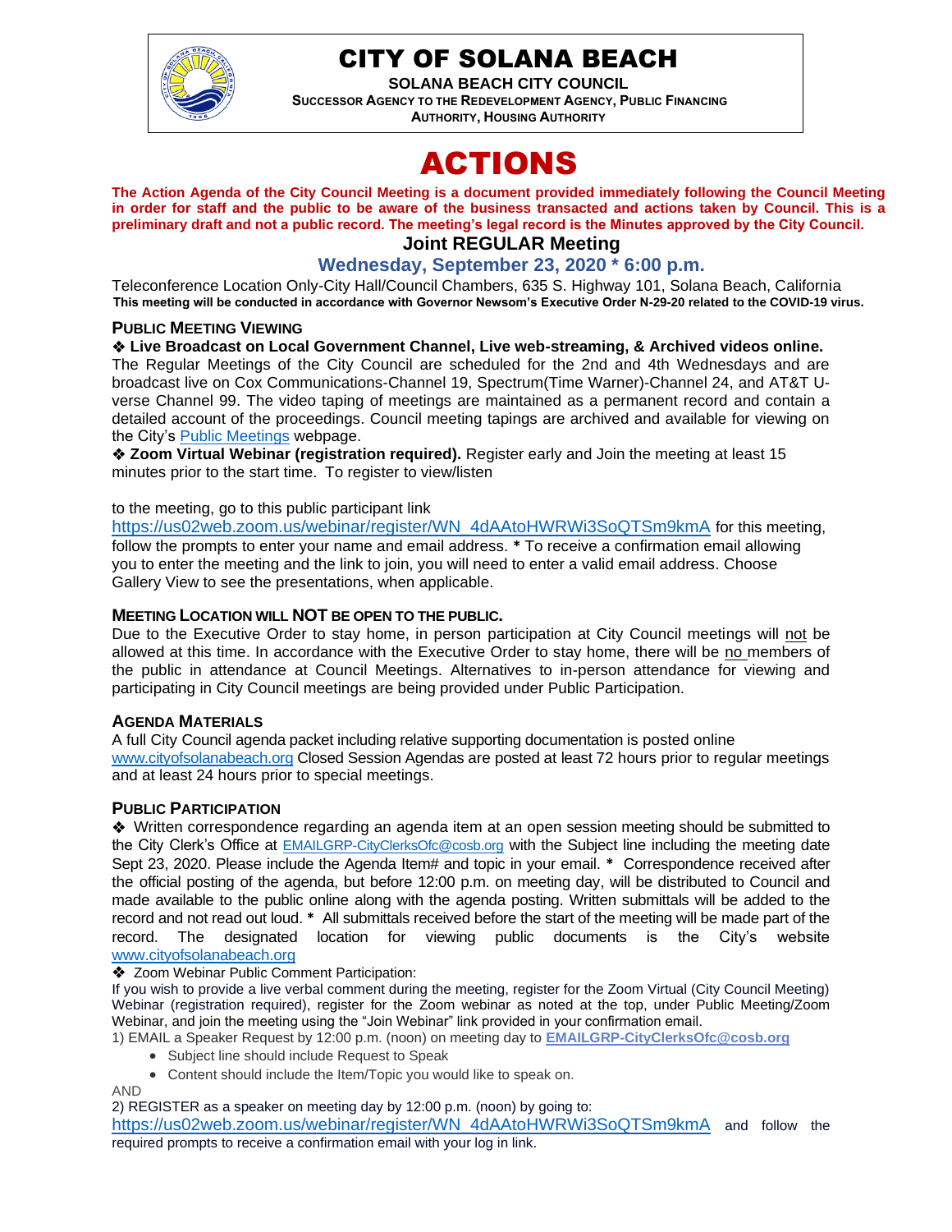# CITY OF SOLANA BEACH

**SOLANA BEACH CITY COUNCIL**
**SUCCESSOR AGENCY TO THE REDEVELOPMENT AGENCY, PUBLIC FINANCING AUTHORITY, HOUSING AUTHORITY**

# ACTIONS

**The Action Agenda of the City Council Meeting is a document provided immediately following the Council Meeting in order for staff and the public to be aware of the business transacted and actions taken by Council. This is a preliminary draft and not a public record. The meeting's legal record is the Minutes approved by the City Council.**

## Joint REGULAR Meeting

### Wednesday, September 23, 2020 * 6:00 p.m.

Teleconference Location Only-City Hall/Council Chambers, 635 S. Highway 101, Solana Beach, California
**This meeting will be conducted in accordance with Governor Newsom's Executive Order N-29-20 related to the COVID-19 virus.**

**PUBLIC MEETING VIEWING**

❖ **Live Broadcast on Local Government Channel, Live web-streaming, & Archived videos online.** The Regular Meetings of the City Council are scheduled for the 2nd and 4th Wednesdays and are broadcast live on Cox Communications-Channel 19, Spectrum(Time Warner)-Channel 24, and AT&T U-verse Channel 99. The video taping of meetings are maintained as a permanent record and contain a detailed account of the proceedings. Council meeting tapings are archived and available for viewing on the City's Public Meetings webpage.

❖ **Zoom Virtual Webinar (registration required).** Register early and Join the meeting at least 15 minutes prior to the start time. To register to view/listen

to the meeting, go to this public participant link https://us02web.zoom.us/webinar/register/WN_4dAAtoHWRWi3SoQTSm9kmA for this meeting, follow the prompts to enter your name and email address. * To receive a confirmation email allowing you to enter the meeting and the link to join, you will need to enter a valid email address. Choose Gallery View to see the presentations, when applicable.

**MEETING LOCATION WILL NOT BE OPEN TO THE PUBLIC.**

Due to the Executive Order to stay home, in person participation at City Council meetings will not be allowed at this time. In accordance with the Executive Order to stay home, there will be no members of the public in attendance at Council Meetings. Alternatives to in-person attendance for viewing and participating in City Council meetings are being provided under Public Participation.

**AGENDA MATERIALS**

A full City Council agenda packet including relative supporting documentation is posted online www.cityofsolanabeach.org Closed Session Agendas are posted at least 72 hours prior to regular meetings and at least 24 hours prior to special meetings.

**PUBLIC PARTICIPATION**

❖ Written correspondence regarding an agenda item at an open session meeting should be submitted to the City Clerk's Office at EMAILGRP-CityClerksOfc@cosb.org with the Subject line including the meeting date Sept 23, 2020. Please include the Agenda Item# and topic in your email. * Correspondence received after the official posting of the agenda, but before 12:00 p.m. on meeting day, will be distributed to Council and made available to the public online along with the agenda posting. Written submittals will be added to the record and not read out loud. * All submittals received before the start of the meeting will be made part of the record. The designated location for viewing public documents is the City's website www.cityofsolanabeach.org

❖ Zoom Webinar Public Comment Participation:

If you wish to provide a live verbal comment during the meeting, register for the Zoom Virtual (City Council Meeting) Webinar (registration required), register for the Zoom webinar as noted at the top, under Public Meeting/Zoom Webinar, and join the meeting using the "Join Webinar" link provided in your confirmation email.

1) EMAIL a Speaker Request by 12:00 p.m. (noon) on meeting day to **EMAILGRP-CityClerksOfc@cosb.org**

- Subject line should include Request to Speak
- Content should include the Item/Topic you would like to speak on.

AND

2) REGISTER as a speaker on meeting day by 12:00 p.m. (noon) by going to: https://us02web.zoom.us/webinar/register/WN_4dAAtoHWRWi3SoQTSm9kmA and follow the required prompts to receive a confirmation email with your log in link.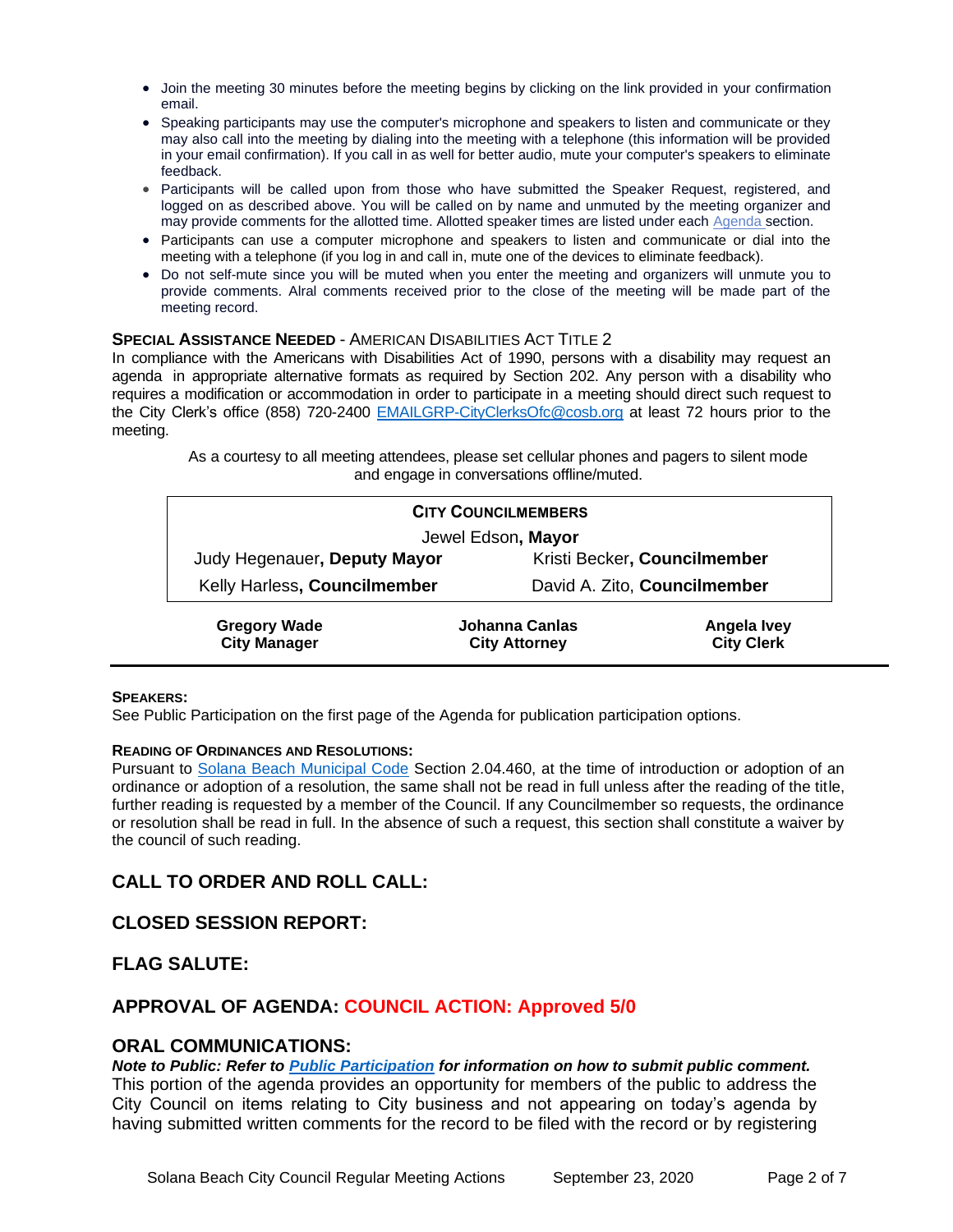- Join the meeting 30 minutes before the meeting begins by clicking on the link provided in your confirmation email.
- Speaking participants may use the computer's microphone and speakers to listen and communicate or they may also call into the meeting by dialing into the meeting with a telephone (this information will be provided in your email confirmation). If you call in as well for better audio, mute your computer's speakers to eliminate feedback.
- Participants will be called upon from those who have submitted the Speaker Request, registered, and logged on as described above. You will be called on by name and unmuted by the meeting organizer and may provide comments for the allotted time. Allotted speaker times are listed under each Agenda section.
- Participants can use a computer microphone and speakers to listen and communicate or dial into the meeting with a telephone (if you log in and call in, mute one of the devices to eliminate feedback).
- Do not self-mute since you will be muted when you enter the meeting and organizers will unmute you to provide comments. Alral comments received prior to the close of the meeting will be made part of the meeting record.

**SPECIAL ASSISTANCE NEEDED** - AMERICAN DISABILITIES ACT TITLE 2

In compliance with the Americans with Disabilities Act of 1990, persons with a disability may request an agenda in appropriate alternative formats as required by Section 202. Any person with a disability who requires a modification or accommodation in order to participate in a meeting should direct such request to the City Clerk's office (858) 720-2400 EMAILGRP-CityClerksOfc@cosb.org at least 72 hours prior to the meeting.

As a courtesy to all meeting attendees, please set cellular phones and pagers to silent mode and engage in conversations offline/muted.

| **CITY COUNCILMEMBERS** | |
|---|---|
| Jewel Edson, **Mayor** | |
| Judy Hegenauer, **Deputy Mayor** | Kristi Becker, **Councilmember** |
| Kelly Harless, **Councilmember** | David A. Zito, **Councilmember** |

| **Gregory Wade**<br>**City Manager** | **Johanna Canlas**<br>**City Attorney** | **Angela Ivey**<br>**City Clerk** |
|---|---|---|

**SPEAKERS:**

See Public Participation on the first page of the Agenda for publication participation options.

**READING OF ORDINANCES AND RESOLUTIONS:**

Pursuant to Solana Beach Municipal Code Section 2.04.460, at the time of introduction or adoption of an ordinance or adoption of a resolution, the same shall not be read in full unless after the reading of the title, further reading is requested by a member of the Council. If any Councilmember so requests, the ordinance or resolution shall be read in full. In the absence of such a request, this section shall constitute a waiver by the council of such reading.

## CALL TO ORDER AND ROLL CALL:

## CLOSED SESSION REPORT:

## FLAG SALUTE:

## APPROVAL OF AGENDA: COUNCIL ACTION: Approved 5/0

## ORAL COMMUNICATIONS:

***Note to Public: Refer to Public Participation for information on how to submit public comment.***

This portion of the agenda provides an opportunity for members of the public to address the City Council on items relating to City business and not appearing on today's agenda by having submitted written comments for the record to be filed with the record or by registering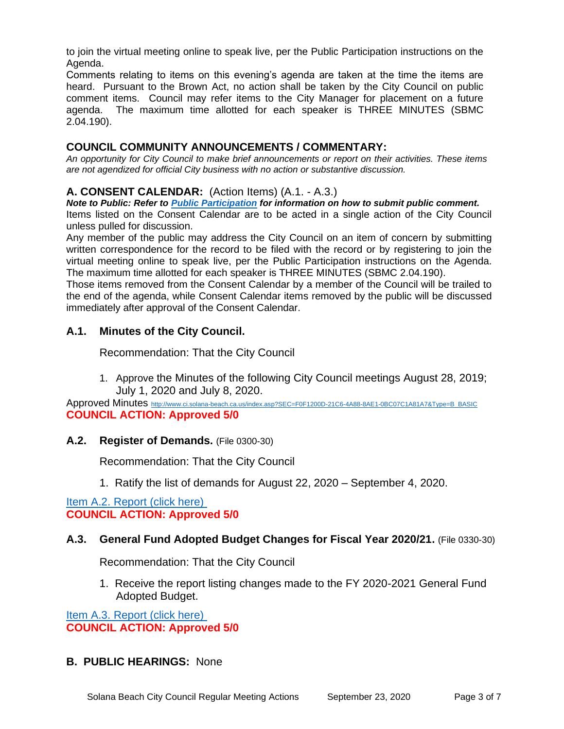to join the virtual meeting online to speak live, per the Public Participation instructions on the Agenda.

Comments relating to items on this evening's agenda are taken at the time the items are heard. Pursuant to the Brown Act, no action shall be taken by the City Council on public comment items. Council may refer items to the City Manager for placement on a future agenda. The maximum time allotted for each speaker is THREE MINUTES (SBMC 2.04.190).

## COUNCIL COMMUNITY ANNOUNCEMENTS / COMMENTARY:

*An opportunity for City Council to make brief announcements or report on their activities. These items are not agendized for official City business with no action or substantive discussion.*

## A. CONSENT CALENDAR: (Action Items) (A.1. - A.3.)

***Note to Public: Refer to Public Participation for information on how to submit public comment.***

Items listed on the Consent Calendar are to be acted in a single action of the City Council unless pulled for discussion.

Any member of the public may address the City Council on an item of concern by submitting written correspondence for the record to be filed with the record or by registering to join the virtual meeting online to speak live, per the Public Participation instructions on the Agenda. The maximum time allotted for each speaker is THREE MINUTES (SBMC 2.04.190).

Those items removed from the Consent Calendar by a member of the Council will be trailed to the end of the agenda, while Consent Calendar items removed by the public will be discussed immediately after approval of the Consent Calendar.

### A.1. Minutes of the City Council.

Recommendation: That the City Council

1. Approve the Minutes of the following City Council meetings August 28, 2019; July 1, 2020 and July 8, 2020.

Approved Minutes http://www.ci.solana-beach.ca.us/index.asp?SEC=F0F1200D-21C6-4A88-8AE1-0BC07C1A81A7&Type=B_BASIC

**COUNCIL ACTION: Approved 5/0**

### A.2. Register of Demands. (File 0300-30)

Recommendation: That the City Council

1. Ratify the list of demands for August 22, 2020 – September 4, 2020.

Item A.2. Report (click here)

**COUNCIL ACTION: Approved 5/0**

### A.3. General Fund Adopted Budget Changes for Fiscal Year 2020/21. (File 0330-30)

Recommendation: That the City Council

1. Receive the report listing changes made to the FY 2020-2021 General Fund Adopted Budget.

Item A.3. Report (click here)

**COUNCIL ACTION: Approved 5/0**

## B. PUBLIC HEARINGS: None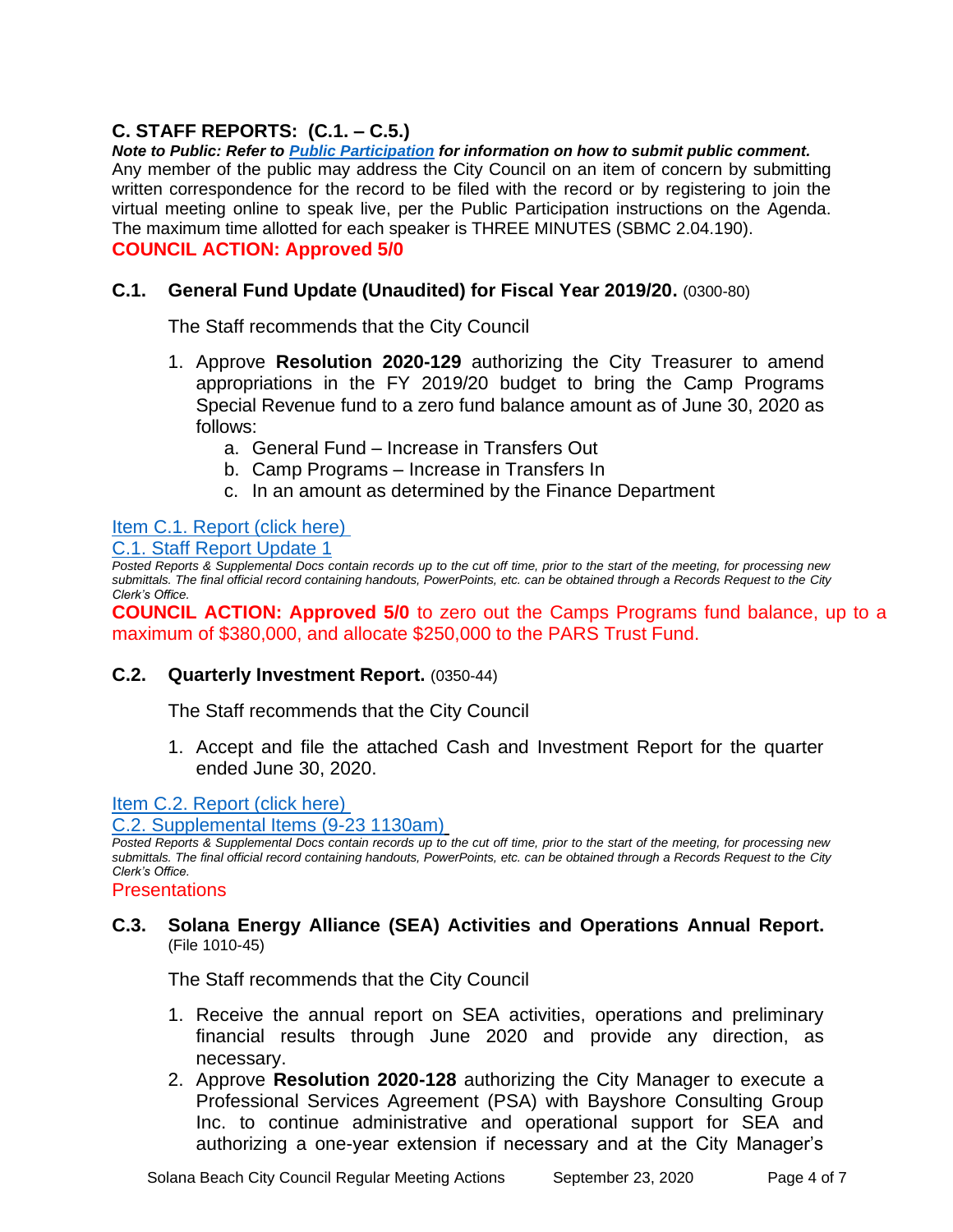## C. STAFF REPORTS: (C.1. – C.5.)

***Note to Public: Refer to [Public Participation](#) for information on how to submit public comment.***
Any member of the public may address the City Council on an item of concern by submitting written correspondence for the record to be filed with the record or by registering to join the virtual meeting online to speak live, per the Public Participation instructions on the Agenda. The maximum time allotted for each speaker is THREE MINUTES (SBMC 2.04.190).

**COUNCIL ACTION: Approved 5/0**

### C.1. General Fund Update (Unaudited) for Fiscal Year 2019/20. (0300-80)

The Staff recommends that the City Council

1. Approve **Resolution 2020-129** authorizing the City Treasurer to amend appropriations in the FY 2019/20 budget to bring the Camp Programs Special Revenue fund to a zero fund balance amount as of June 30, 2020 as follows:
   a. General Fund – Increase in Transfers Out
   b. Camp Programs – Increase in Transfers In
   c. In an amount as determined by the Finance Department

[Item C.1. Report (click here)](#)
[C.1. Staff Report Update 1](#)

*Posted Reports & Supplemental Docs contain records up to the cut off time, prior to the start of the meeting, for processing new submittals. The final official record containing handouts, PowerPoints, etc. can be obtained through a Records Request to the City Clerk's Office.*

**COUNCIL ACTION: Approved 5/0** to zero out the Camps Programs fund balance, up to a maximum of $380,000, and allocate $250,000 to the PARS Trust Fund.

### C.2. Quarterly Investment Report. (0350-44)

The Staff recommends that the City Council

1. Accept and file the attached Cash and Investment Report for the quarter ended June 30, 2020.

[Item C.2. Report (click here)](#)
[C.2. Supplemental Items (9-23 1130am)](#)

*Posted Reports & Supplemental Docs contain records up to the cut off time, prior to the start of the meeting, for processing new submittals. The final official record containing handouts, PowerPoints, etc. can be obtained through a Records Request to the City Clerk's Office.*

Presentations

### C.3. Solana Energy Alliance (SEA) Activities and Operations Annual Report. (File 1010-45)

The Staff recommends that the City Council

1. Receive the annual report on SEA activities, operations and preliminary financial results through June 2020 and provide any direction, as necessary.
2. Approve **Resolution 2020-128** authorizing the City Manager to execute a Professional Services Agreement (PSA) with Bayshore Consulting Group Inc. to continue administrative and operational support for SEA and authorizing a one-year extension if necessary and at the City Manager's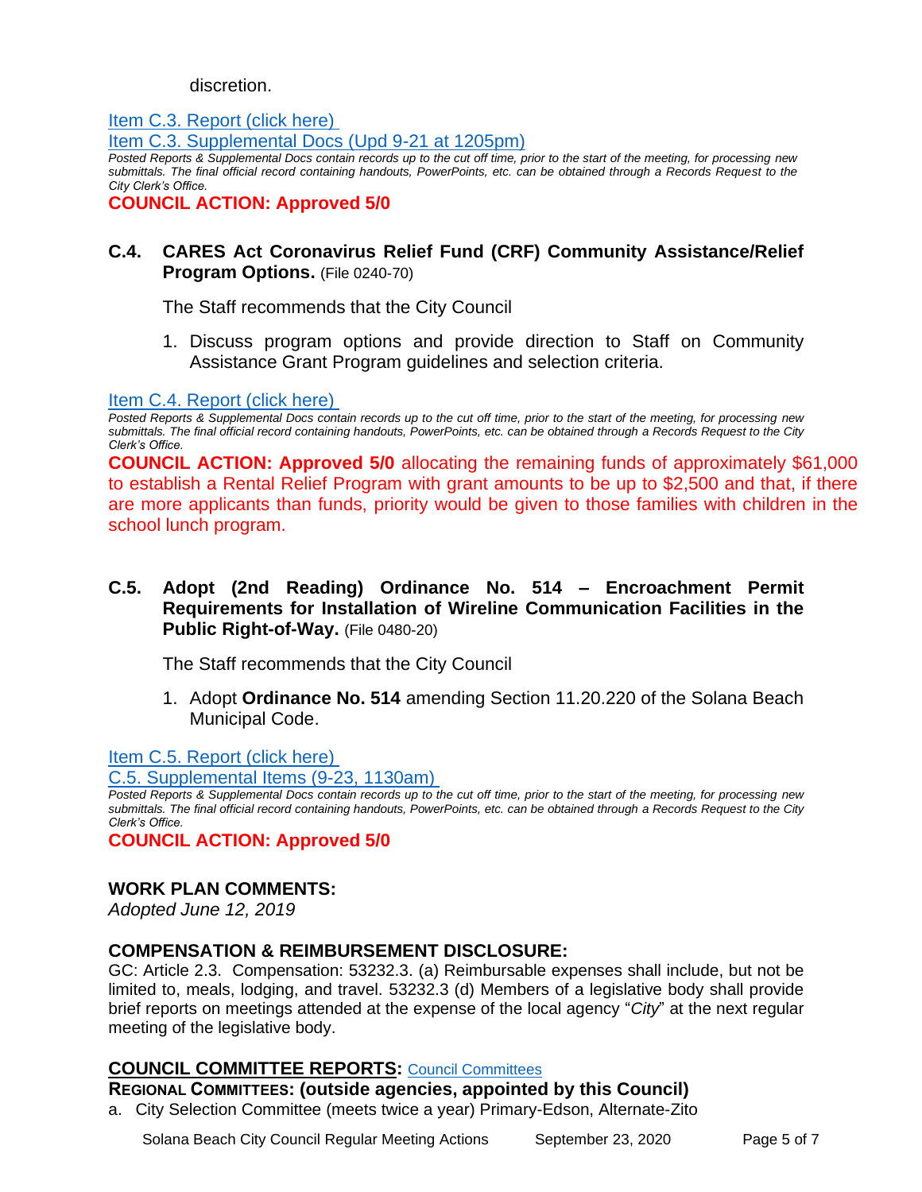discretion.

[Item C.3. Report (click here)](#)

[Item C.3. Supplemental Docs (Upd 9-21 at 1205pm)](#)

*Posted Reports & Supplemental Docs contain records up to the cut off time, prior to the start of the meeting, for processing new submittals. The final official record containing handouts, PowerPoints, etc. can be obtained through a Records Request to the City Clerk's Office.*

**COUNCIL ACTION: Approved 5/0**

### C.4. CARES Act Coronavirus Relief Fund (CRF) Community Assistance/Relief Program Options. (File 0240-70)

The Staff recommends that the City Council

1. Discuss program options and provide direction to Staff on Community Assistance Grant Program guidelines and selection criteria.

[Item C.4. Report (click here)](#)

*Posted Reports & Supplemental Docs contain records up to the cut off time, prior to the start of the meeting, for processing new submittals. The final official record containing handouts, PowerPoints, etc. can be obtained through a Records Request to the City Clerk's Office.*

**COUNCIL ACTION: Approved 5/0** allocating the remaining funds of approximately $61,000 to establish a Rental Relief Program with grant amounts to be up to $2,500 and that, if there are more applicants than funds, priority would be given to those families with children in the school lunch program.

### C.5. Adopt (2nd Reading) Ordinance No. 514 – Encroachment Permit Requirements for Installation of Wireline Communication Facilities in the Public Right-of-Way. (File 0480-20)

The Staff recommends that the City Council

1. Adopt **Ordinance No. 514** amending Section 11.20.220 of the Solana Beach Municipal Code.

[Item C.5. Report (click here)](#)

[C.5. Supplemental Items (9-23, 1130am)](#)

*Posted Reports & Supplemental Docs contain records up to the cut off time, prior to the start of the meeting, for processing new submittals. The final official record containing handouts, PowerPoints, etc. can be obtained through a Records Request to the City Clerk's Office.*

**COUNCIL ACTION: Approved 5/0**

## WORK PLAN COMMENTS:

*Adopted June 12, 2019*

## COMPENSATION & REIMBURSEMENT DISCLOSURE:

GC: Article 2.3. Compensation: 53232.3. (a) Reimbursable expenses shall include, but not be limited to, meals, lodging, and travel. 53232.3 (d) Members of a legislative body shall provide brief reports on meetings attended at the expense of the local agency "*City*" at the next regular meeting of the legislative body.

## COUNCIL COMMITTEE REPORTS: [Council Committees](#)

**REGIONAL COMMITTEES: (outside agencies, appointed by this Council)**

a. City Selection Committee (meets twice a year) Primary-Edson, Alternate-Zito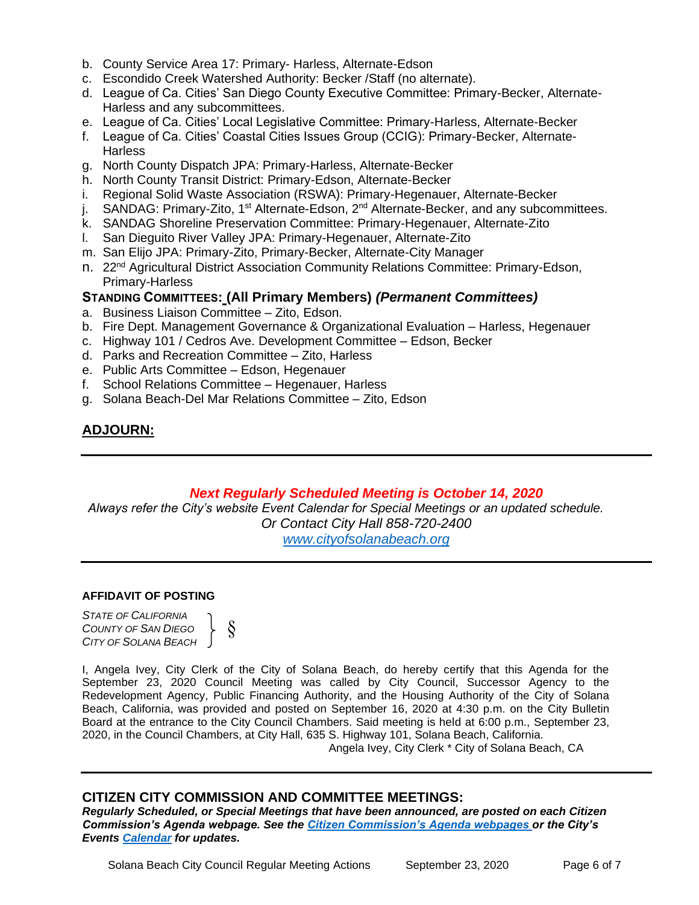b. County Service Area 17: Primary- Harless, Alternate-Edson
c. Escondido Creek Watershed Authority: Becker /Staff (no alternate).
d. League of Ca. Cities' San Diego County Executive Committee: Primary-Becker, Alternate-Harless and any subcommittees.
e. League of Ca. Cities' Local Legislative Committee: Primary-Harless, Alternate-Becker
f. League of Ca. Cities' Coastal Cities Issues Group (CCIG): Primary-Becker, Alternate-Harless
g. North County Dispatch JPA: Primary-Harless, Alternate-Becker
h. North County Transit District: Primary-Edson, Alternate-Becker
i. Regional Solid Waste Association (RSWA): Primary-Hegenauer, Alternate-Becker
j. SANDAG: Primary-Zito, 1st Alternate-Edson, 2nd Alternate-Becker, and any subcommittees.
k. SANDAG Shoreline Preservation Committee: Primary-Hegenauer, Alternate-Zito
l. San Dieguito River Valley JPA: Primary-Hegenauer, Alternate-Zito
m. San Elijo JPA: Primary-Zito, Primary-Becker, Alternate-City Manager
n. 22nd Agricultural District Association Community Relations Committee: Primary-Edson, Primary-Harless

**STANDING COMMITTEES: (All Primary Members)** ***(Permanent Committees)***

a. Business Liaison Committee – Zito, Edson.
b. Fire Dept. Management Governance & Organizational Evaluation – Harless, Hegenauer
c. Highway 101 / Cedros Ave. Development Committee – Edson, Becker
d. Parks and Recreation Committee – Zito, Harless
e. Public Arts Committee – Edson, Hegenauer
f. School Relations Committee – Hegenauer, Harless
g. Solana Beach-Del Mar Relations Committee – Zito, Edson

## ADJOURN:

---

***Next Regularly Scheduled Meeting is October 14, 2020***

*Always refer the City's website Event Calendar for Special Meetings or an updated schedule.*
*Or Contact City Hall 858-720-2400*
*www.cityofsolanabeach.org*

---

**AFFIDAVIT OF POSTING**

*STATE OF CALIFORNIA*
*COUNTY OF SAN DIEGO* } §
*CITY OF SOLANA BEACH*

I, Angela Ivey, City Clerk of the City of Solana Beach, do hereby certify that this Agenda for the September 23, 2020 Council Meeting was called by City Council, Successor Agency to the Redevelopment Agency, Public Financing Authority, and the Housing Authority of the City of Solana Beach, California, was provided and posted on September 16, 2020 at 4:30 p.m. on the City Bulletin Board at the entrance to the City Council Chambers. Said meeting is held at 6:00 p.m., September 23, 2020, in the Council Chambers, at City Hall, 635 S. Highway 101, Solana Beach, California.

Angela Ivey, City Clerk * City of Solana Beach, CA

---

## CITIZEN CITY COMMISSION AND COMMITTEE MEETINGS:

***Regularly Scheduled, or Special Meetings that have been announced, are posted on each Citizen Commission's Agenda webpage. See the Citizen Commission's Agenda webpages or the City's Events Calendar for updates.***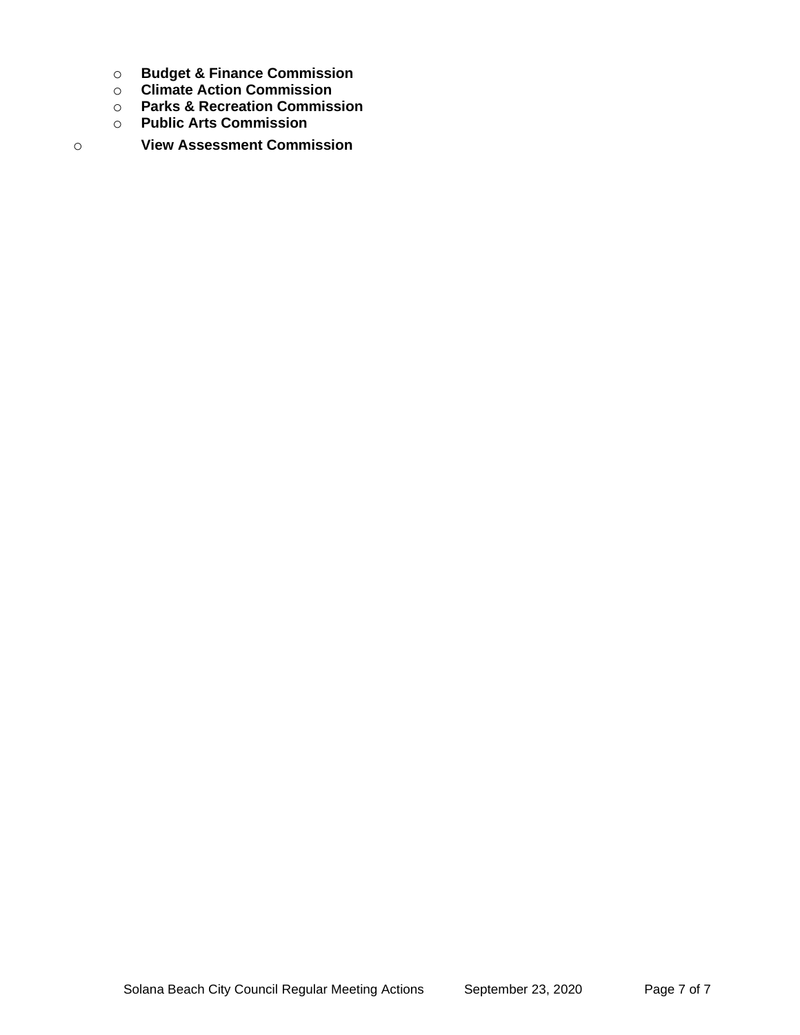- **Budget & Finance Commission**
- **Climate Action Commission**
- **Parks & Recreation Commission**
- **Public Arts Commission**
- **View Assessment Commission**